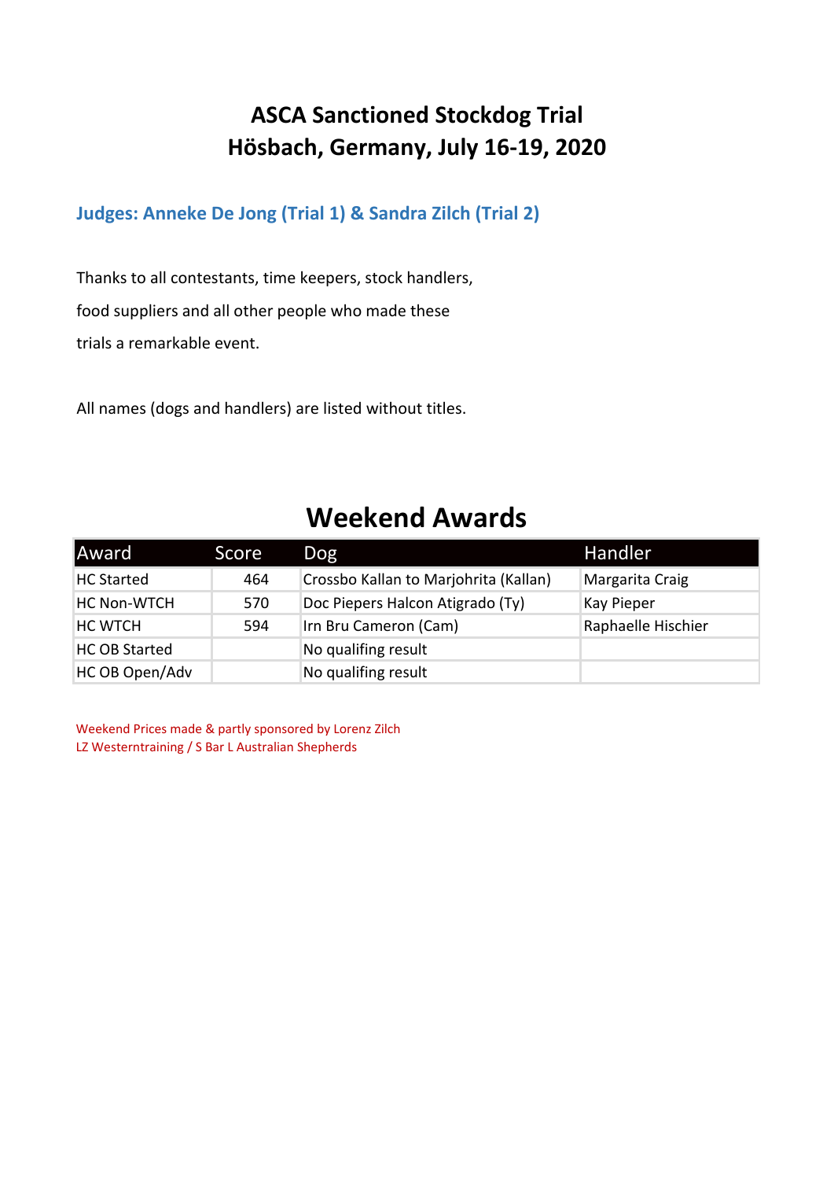# ASCA Sanctioned Stockdog Trial
# Hösbach, Germany, July 16-19, 2020

### Judges: Anneke De Jong (Trial 1) & Sandra Zilch (Trial 2)

Thanks to all contestants, time keepers, stock handlers, food suppliers and all other people who made these trials a remarkable event.

All names (dogs and handlers) are listed without titles.

## Weekend Awards

| Award | Score | Dog | Handler |
|---|---|---|---|
| HC Started | 464 | Crossbo Kallan to Marjohrita (Kallan) | Margarita Craig |
| HC Non-WTCH | 570 | Doc Piepers Halcon Atigrado (Ty) | Kay Pieper |
| HC WTCH | 594 | Irn Bru Cameron (Cam) | Raphaelle Hischier |
| HC OB Started | | No qualifing result | |
| HC OB Open/Adv | | No qualifing result | |

Weekend Prices made & partly sponsored by Lorenz Zilch
LZ Westerntraining / S Bar L Australian Shepherds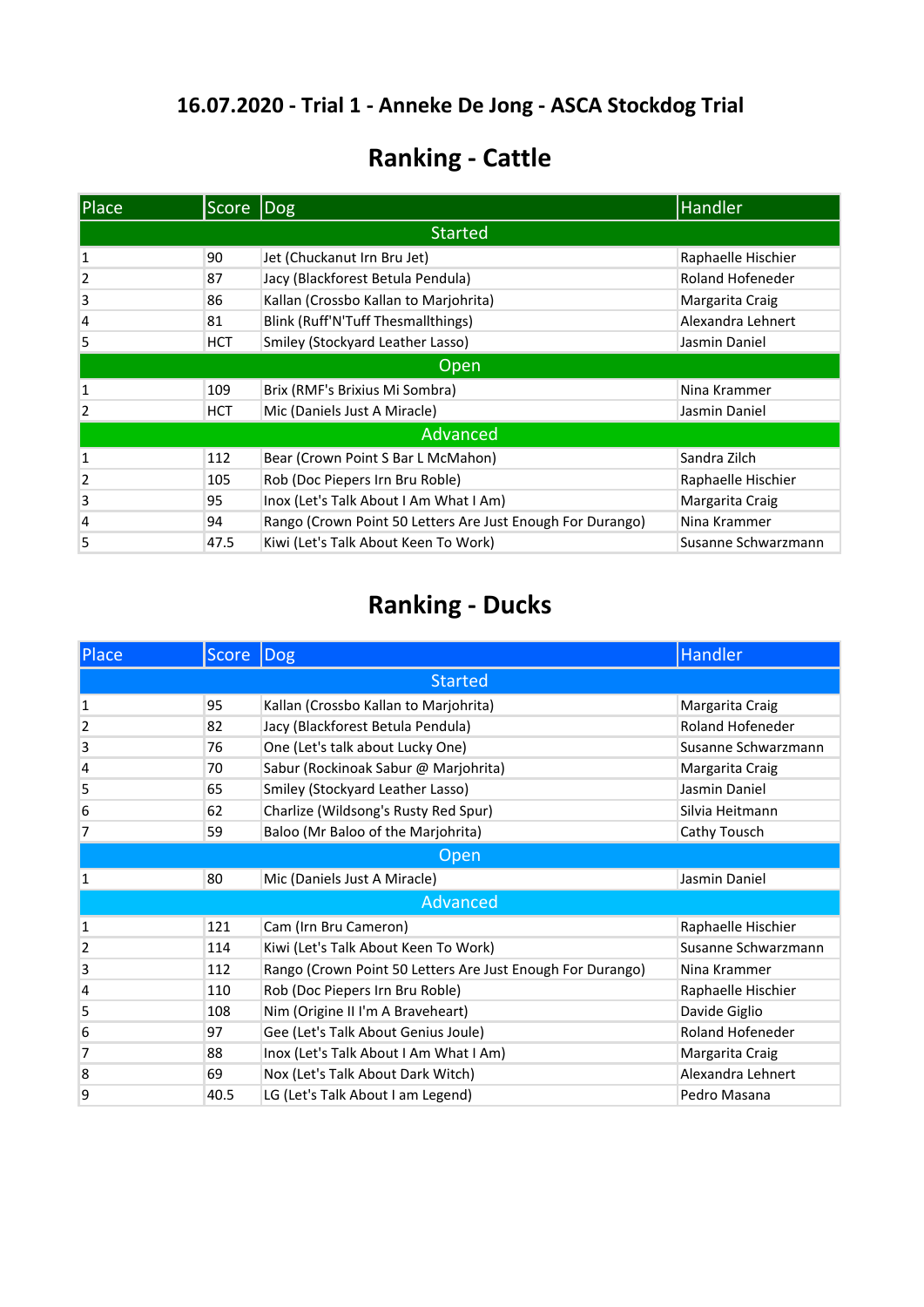## 16.07.2020 - Trial 1 - Anneke De Jong - ASCA Stockdog Trial

# Ranking - Cattle

| Place | Score | Dog | Handler |
|---|---|---|---|
| **Started** | | | |
| 1 | 90 | Jet (Chuckanut Irn Bru Jet) | Raphaelle Hischier |
| 2 | 87 | Jacy (Blackforest Betula Pendula) | Roland Hofeneder |
| 3 | 86 | Kallan (Crossbo Kallan to Marjohrita) | Margarita Craig |
| 4 | 81 | Blink (Ruff'N'Tuff Thesmallthings) | Alexandra Lehnert |
| 5 | HCT | Smiley (Stockyard Leather Lasso) | Jasmin Daniel |
| **Open** | | | |
| 1 | 109 | Brix (RMF's Brixius Mi Sombra) | Nina Krammer |
| 2 | HCT | Mic (Daniels Just A Miracle) | Jasmin Daniel |
| **Advanced** | | | |
| 1 | 112 | Bear (Crown Point S Bar L McMahon) | Sandra Zilch |
| 2 | 105 | Rob (Doc Piepers Irn Bru Roble) | Raphaelle Hischier |
| 3 | 95 | Inox (Let's Talk About I Am What I Am) | Margarita Craig |
| 4 | 94 | Rango (Crown Point 50 Letters Are Just Enough For Durango) | Nina Krammer |
| 5 | 47.5 | Kiwi (Let's Talk About Keen To Work) | Susanne Schwarzmann |

# Ranking - Ducks

| Place | Score | Dog | Handler |
|---|---|---|---|
| **Started** | | | |
| 1 | 95 | Kallan (Crossbo Kallan to Marjohrita) | Margarita Craig |
| 2 | 82 | Jacy (Blackforest Betula Pendula) | Roland Hofeneder |
| 3 | 76 | One (Let's talk about Lucky One) | Susanne Schwarzmann |
| 4 | 70 | Sabur (Rockinoak Sabur @ Marjohrita) | Margarita Craig |
| 5 | 65 | Smiley (Stockyard Leather Lasso) | Jasmin Daniel |
| 6 | 62 | Charlize (Wildsong's Rusty Red Spur) | Silvia Heitmann |
| 7 | 59 | Baloo (Mr Baloo of the Marjohrita) | Cathy Tousch |
| **Open** | | | |
| 1 | 80 | Mic (Daniels Just A Miracle) | Jasmin Daniel |
| **Advanced** | | | |
| 1 | 121 | Cam (Irn Bru Cameron) | Raphaelle Hischier |
| 2 | 114 | Kiwi (Let's Talk About Keen To Work) | Susanne Schwarzmann |
| 3 | 112 | Rango (Crown Point 50 Letters Are Just Enough For Durango) | Nina Krammer |
| 4 | 110 | Rob (Doc Piepers Irn Bru Roble) | Raphaelle Hischier |
| 5 | 108 | Nim (Origine II I'm A Braveheart) | Davide Giglio |
| 6 | 97 | Gee (Let's Talk About Genius Joule) | Roland Hofeneder |
| 7 | 88 | Inox (Let's Talk About I Am What I Am) | Margarita Craig |
| 8 | 69 | Nox (Let's Talk About Dark Witch) | Alexandra Lehnert |
| 9 | 40.5 | LG (Let's Talk About I am Legend) | Pedro Masana |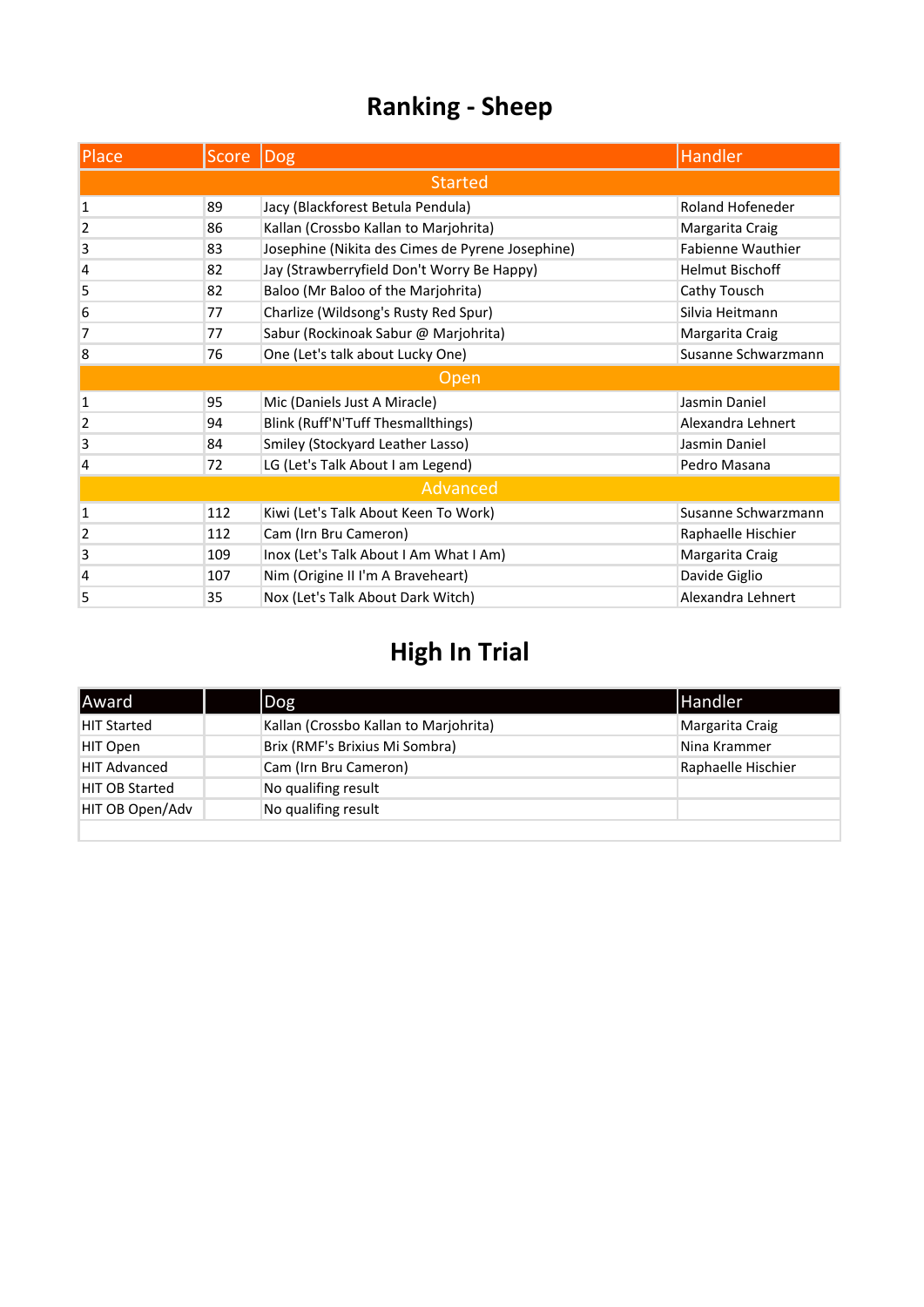# Ranking - Sheep

| Place | Score | Dog | Handler |
|---|---|---|---|
| Started | | | |
| 1 | 89 | Jacy (Blackforest Betula Pendula) | Roland Hofeneder |
| 2 | 86 | Kallan (Crossbo Kallan to Marjohrita) | Margarita Craig |
| 3 | 83 | Josephine (Nikita des Cimes de Pyrene Josephine) | Fabienne Wauthier |
| 4 | 82 | Jay (Strawberryfield Don't Worry Be Happy) | Helmut Bischoff |
| 5 | 82 | Baloo (Mr Baloo of the Marjohrita) | Cathy Tousch |
| 6 | 77 | Charlize (Wildsong's Rusty Red Spur) | Silvia Heitmann |
| 7 | 77 | Sabur (Rockinoak Sabur @ Marjohrita) | Margarita Craig |
| 8 | 76 | One (Let's talk about Lucky One) | Susanne Schwarzmann |
| Open | | | |
| 1 | 95 | Mic (Daniels Just A Miracle) | Jasmin Daniel |
| 2 | 94 | Blink (Ruff'N'Tuff Thesmallthings) | Alexandra Lehnert |
| 3 | 84 | Smiley (Stockyard Leather Lasso) | Jasmin Daniel |
| 4 | 72 | LG (Let's Talk About I am Legend) | Pedro Masana |
| Advanced | | | |
| 1 | 112 | Kiwi (Let's Talk About Keen To Work) | Susanne Schwarzmann |
| 2 | 112 | Cam (Irn Bru Cameron) | Raphaelle Hischier |
| 3 | 109 | Inox (Let's Talk About I Am What I Am) | Margarita Craig |
| 4 | 107 | Nim (Origine II I'm A Braveheart) | Davide Giglio |
| 5 | 35 | Nox (Let's Talk About Dark Witch) | Alexandra Lehnert |

# High In Trial

| Award | | Dog | Handler |
|---|---|---|---|
| HIT Started | | Kallan (Crossbo Kallan to Marjohrita) | Margarita Craig |
| HIT Open | | Brix (RMF's Brixius Mi Sombra) | Nina Krammer |
| HIT Advanced | | Cam (Irn Bru Cameron) | Raphaelle Hischier |
| HIT OB Started | | No qualifing result | |
| HIT OB Open/Adv | | No qualifing result | |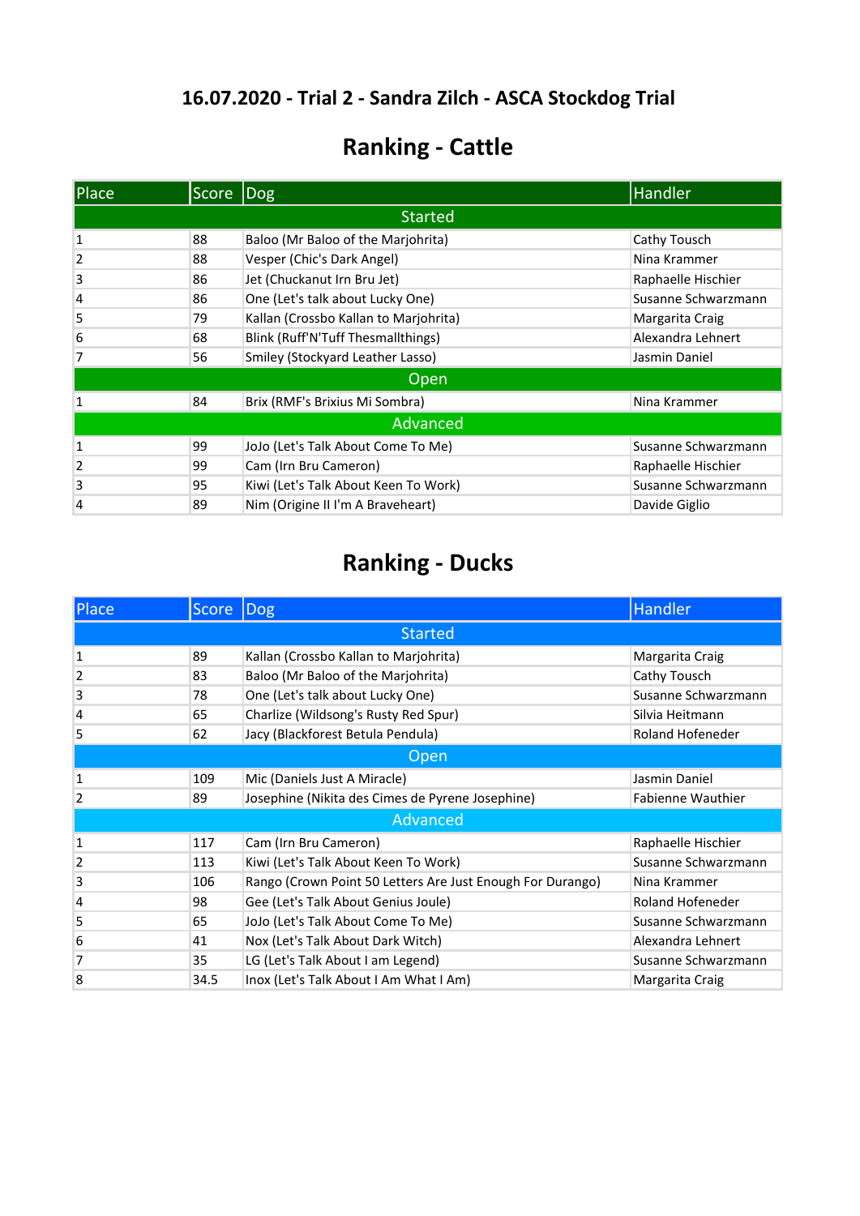## 16.07.2020 - Trial 2 - Sandra Zilch - ASCA Stockdog Trial

# Ranking - Cattle

| Place | Score | Dog | Handler |
|---|---|---|---|
| **Started** | | | |
| 1 | 88 | Baloo (Mr Baloo of the Marjohrita) | Cathy Tousch |
| 2 | 88 | Vesper (Chic's Dark Angel) | Nina Krammer |
| 3 | 86 | Jet (Chuckanut Irn Bru Jet) | Raphaelle Hischier |
| 4 | 86 | One (Let's talk about Lucky One) | Susanne Schwarzmann |
| 5 | 79 | Kallan (Crossbo Kallan to Marjohrita) | Margarita Craig |
| 6 | 68 | Blink (Ruff'N'Tuff Thesmallthings) | Alexandra Lehnert |
| 7 | 56 | Smiley (Stockyard Leather Lasso) | Jasmin Daniel |
| **Open** | | | |
| 1 | 84 | Brix (RMF's Brixius Mi Sombra) | Nina Krammer |
| **Advanced** | | | |
| 1 | 99 | JoJo (Let's Talk About Come To Me) | Susanne Schwarzmann |
| 2 | 99 | Cam (Irn Bru Cameron) | Raphaelle Hischier |
| 3 | 95 | Kiwi (Let's Talk About Keen To Work) | Susanne Schwarzmann |
| 4 | 89 | Nim (Origine II I'm A Braveheart) | Davide Giglio |

# Ranking - Ducks

| Place | Score | Dog | Handler |
|---|---|---|---|
| **Started** | | | |
| 1 | 89 | Kallan (Crossbo Kallan to Marjohrita) | Margarita Craig |
| 2 | 83 | Baloo (Mr Baloo of the Marjohrita) | Cathy Tousch |
| 3 | 78 | One (Let's talk about Lucky One) | Susanne Schwarzmann |
| 4 | 65 | Charlize (Wildsong's Rusty Red Spur) | Silvia Heitmann |
| 5 | 62 | Jacy (Blackforest Betula Pendula) | Roland Hofeneder |
| **Open** | | | |
| 1 | 109 | Mic (Daniels Just A Miracle) | Jasmin Daniel |
| 2 | 89 | Josephine (Nikita des Cimes de Pyrene Josephine) | Fabienne Wauthier |
| **Advanced** | | | |
| 1 | 117 | Cam (Irn Bru Cameron) | Raphaelle Hischier |
| 2 | 113 | Kiwi (Let's Talk About Keen To Work) | Susanne Schwarzmann |
| 3 | 106 | Rango (Crown Point 50 Letters Are Just Enough For Durango) | Nina Krammer |
| 4 | 98 | Gee (Let's Talk About Genius Joule) | Roland Hofeneder |
| 5 | 65 | JoJo (Let's Talk About Come To Me) | Susanne Schwarzmann |
| 6 | 41 | Nox (Let's Talk About Dark Witch) | Alexandra Lehnert |
| 7 | 35 | LG (Let's Talk About I am Legend) | Susanne Schwarzmann |
| 8 | 34.5 | Inox (Let's Talk About I Am What I Am) | Margarita Craig |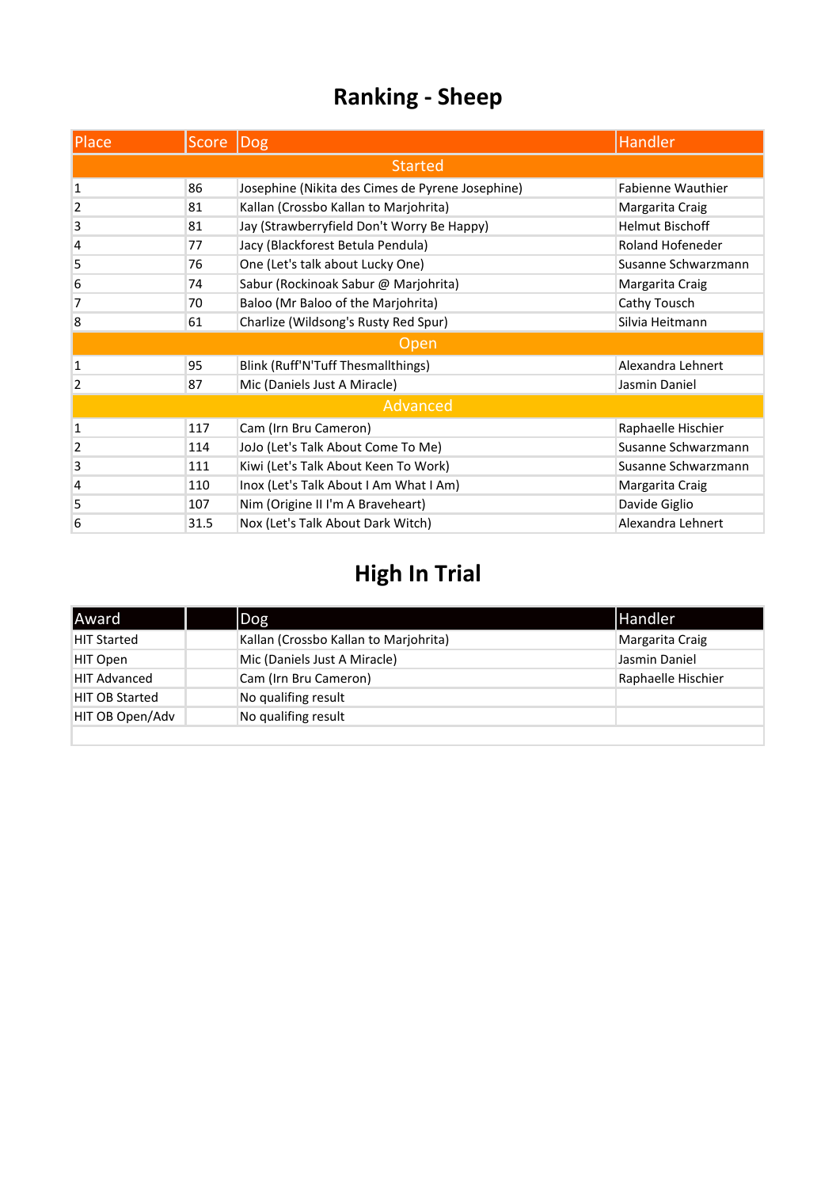# Ranking - Sheep

| Place | Score | Dog | Handler |
|---|---|---|---|
| Started | | | |
| 1 | 86 | Josephine (Nikita des Cimes de Pyrene Josephine) | Fabienne Wauthier |
| 2 | 81 | Kallan (Crossbo Kallan to Marjohrita) | Margarita Craig |
| 3 | 81 | Jay (Strawberryfield Don't Worry Be Happy) | Helmut Bischoff |
| 4 | 77 | Jacy (Blackforest Betula Pendula) | Roland Hofeneder |
| 5 | 76 | One (Let's talk about Lucky One) | Susanne Schwarzmann |
| 6 | 74 | Sabur (Rockinoak Sabur @ Marjohrita) | Margarita Craig |
| 7 | 70 | Baloo (Mr Baloo of the Marjohrita) | Cathy Tousch |
| 8 | 61 | Charlize (Wildsong's Rusty Red Spur) | Silvia Heitmann |
| Open | | | |
| 1 | 95 | Blink (Ruff'N'Tuff Thesmallthings) | Alexandra Lehnert |
| 2 | 87 | Mic (Daniels Just A Miracle) | Jasmin Daniel |
| Advanced | | | |
| 1 | 117 | Cam (Irn Bru Cameron) | Raphaelle Hischier |
| 2 | 114 | JoJo (Let's Talk About Come To Me) | Susanne Schwarzmann |
| 3 | 111 | Kiwi (Let's Talk About Keen To Work) | Susanne Schwarzmann |
| 4 | 110 | Inox (Let's Talk About I Am What I Am) | Margarita Craig |
| 5 | 107 | Nim (Origine II I'm A Braveheart) | Davide Giglio |
| 6 | 31.5 | Nox (Let's Talk About Dark Witch) | Alexandra Lehnert |

# High In Trial

| Award | | Dog | Handler |
|---|---|---|---|
| HIT Started | | Kallan (Crossbo Kallan to Marjohrita) | Margarita Craig |
| HIT Open | | Mic (Daniels Just A Miracle) | Jasmin Daniel |
| HIT Advanced | | Cam (Irn Bru Cameron) | Raphaelle Hischier |
| HIT OB Started | | No qualifing result | |
| HIT OB Open/Adv | | No qualifing result | |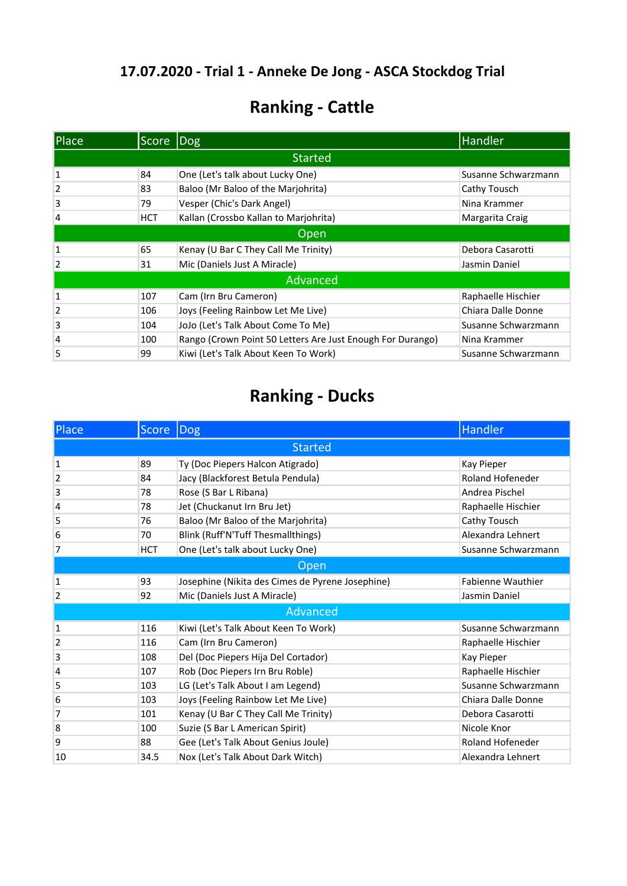## 17.07.2020 - Trial 1 - Anneke De Jong - ASCA Stockdog Trial

# Ranking - Cattle

| Place | Score | Dog | Handler |
|---|---|---|---|
| **Started** | | | |
| 1 | 84 | One (Let's talk about Lucky One) | Susanne Schwarzmann |
| 2 | 83 | Baloo (Mr Baloo of the Marjohrita) | Cathy Tousch |
| 3 | 79 | Vesper (Chic's Dark Angel) | Nina Krammer |
| 4 | HCT | Kallan (Crossbo Kallan to Marjohrita) | Margarita Craig |
| **Open** | | | |
| 1 | 65 | Kenay (U Bar C They Call Me Trinity) | Debora Casarotti |
| 2 | 31 | Mic (Daniels Just A Miracle) | Jasmin Daniel |
| **Advanced** | | | |
| 1 | 107 | Cam (Irn Bru Cameron) | Raphaelle Hischier |
| 2 | 106 | Joys (Feeling Rainbow Let Me Live) | Chiara Dalle Donne |
| 3 | 104 | JoJo (Let's Talk About Come To Me) | Susanne Schwarzmann |
| 4 | 100 | Rango (Crown Point 50 Letters Are Just Enough For Durango) | Nina Krammer |
| 5 | 99 | Kiwi (Let's Talk About Keen To Work) | Susanne Schwarzmann |

# Ranking - Ducks

| Place | Score | Dog | Handler |
|---|---|---|---|
| **Started** | | | |
| 1 | 89 | Ty (Doc Piepers Halcon Atigrado) | Kay Pieper |
| 2 | 84 | Jacy (Blackforest Betula Pendula) | Roland Hofeneder |
| 3 | 78 | Rose (S Bar L Ribana) | Andrea Pischel |
| 4 | 78 | Jet (Chuckanut Irn Bru Jet) | Raphaelle Hischier |
| 5 | 76 | Baloo (Mr Baloo of the Marjohrita) | Cathy Tousch |
| 6 | 70 | Blink (Ruff'N'Tuff Thesmallthings) | Alexandra Lehnert |
| 7 | HCT | One (Let's talk about Lucky One) | Susanne Schwarzmann |
| **Open** | | | |
| 1 | 93 | Josephine (Nikita des Cimes de Pyrene Josephine) | Fabienne Wauthier |
| 2 | 92 | Mic (Daniels Just A Miracle) | Jasmin Daniel |
| **Advanced** | | | |
| 1 | 116 | Kiwi (Let's Talk About Keen To Work) | Susanne Schwarzmann |
| 2 | 116 | Cam (Irn Bru Cameron) | Raphaelle Hischier |
| 3 | 108 | Del (Doc Piepers Hija Del Cortador) | Kay Pieper |
| 4 | 107 | Rob (Doc Piepers Irn Bru Roble) | Raphaelle Hischier |
| 5 | 103 | LG (Let's Talk About I am Legend) | Susanne Schwarzmann |
| 6 | 103 | Joys (Feeling Rainbow Let Me Live) | Chiara Dalle Donne |
| 7 | 101 | Kenay (U Bar C They Call Me Trinity) | Debora Casarotti |
| 8 | 100 | Suzie (S Bar L American Spirit) | Nicole Knor |
| 9 | 88 | Gee (Let's Talk About Genius Joule) | Roland Hofeneder |
| 10 | 34.5 | Nox (Let's Talk About Dark Witch) | Alexandra Lehnert |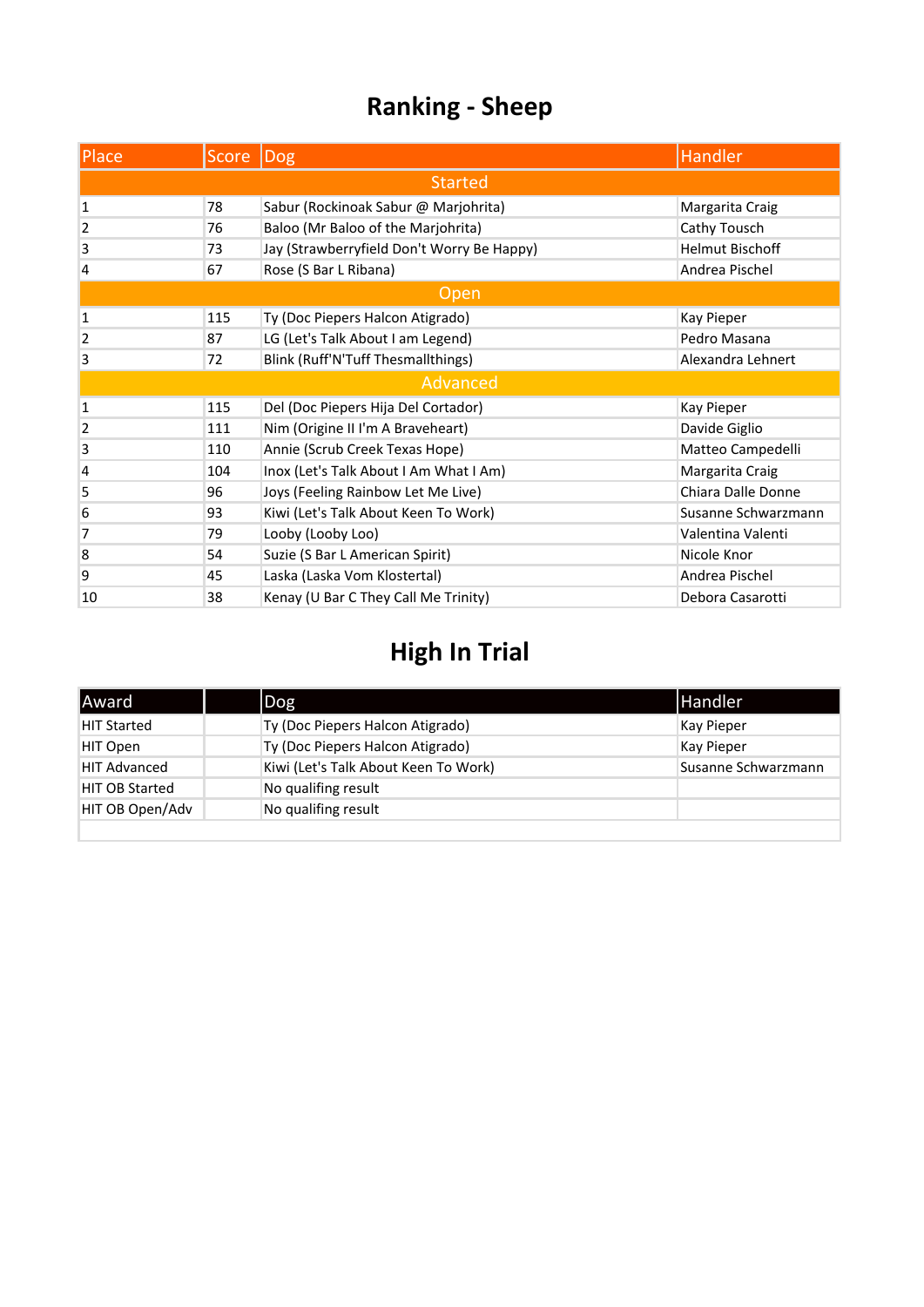# Ranking - Sheep

| Place | Score | Dog | Handler |
|---|---|---|---|
| Started | | | |
| 1 | 78 | Sabur (Rockinoak Sabur @ Marjohrita) | Margarita Craig |
| 2 | 76 | Baloo (Mr Baloo of the Marjohrita) | Cathy Tousch |
| 3 | 73 | Jay (Strawberryfield Don't Worry Be Happy) | Helmut Bischoff |
| 4 | 67 | Rose (S Bar L Ribana) | Andrea Pischel |
| Open | | | |
| 1 | 115 | Ty (Doc Piepers Halcon Atigrado) | Kay Pieper |
| 2 | 87 | LG (Let's Talk About I am Legend) | Pedro Masana |
| 3 | 72 | Blink (Ruff'N'Tuff Thesmallthings) | Alexandra Lehnert |
| Advanced | | | |
| 1 | 115 | Del (Doc Piepers Hija Del Cortador) | Kay Pieper |
| 2 | 111 | Nim (Origine II I'm A Braveheart) | Davide Giglio |
| 3 | 110 | Annie (Scrub Creek Texas Hope) | Matteo Campedelli |
| 4 | 104 | Inox (Let's Talk About I Am What I Am) | Margarita Craig |
| 5 | 96 | Joys (Feeling Rainbow Let Me Live) | Chiara Dalle Donne |
| 6 | 93 | Kiwi (Let's Talk About Keen To Work) | Susanne Schwarzmann |
| 7 | 79 | Looby (Looby Loo) | Valentina Valenti |
| 8 | 54 | Suzie (S Bar L American Spirit) | Nicole Knor |
| 9 | 45 | Laska (Laska Vom Klostertal) | Andrea Pischel |
| 10 | 38 | Kenay (U Bar C They Call Me Trinity) | Debora Casarotti |

# High In Trial

| Award | | Dog | Handler |
|---|---|---|---|
| HIT Started | | Ty (Doc Piepers Halcon Atigrado) | Kay Pieper |
| HIT Open | | Ty (Doc Piepers Halcon Atigrado) | Kay Pieper |
| HIT Advanced | | Kiwi (Let's Talk About Keen To Work) | Susanne Schwarzmann |
| HIT OB Started | | No qualifing result | |
| HIT OB Open/Adv | | No qualifing result | |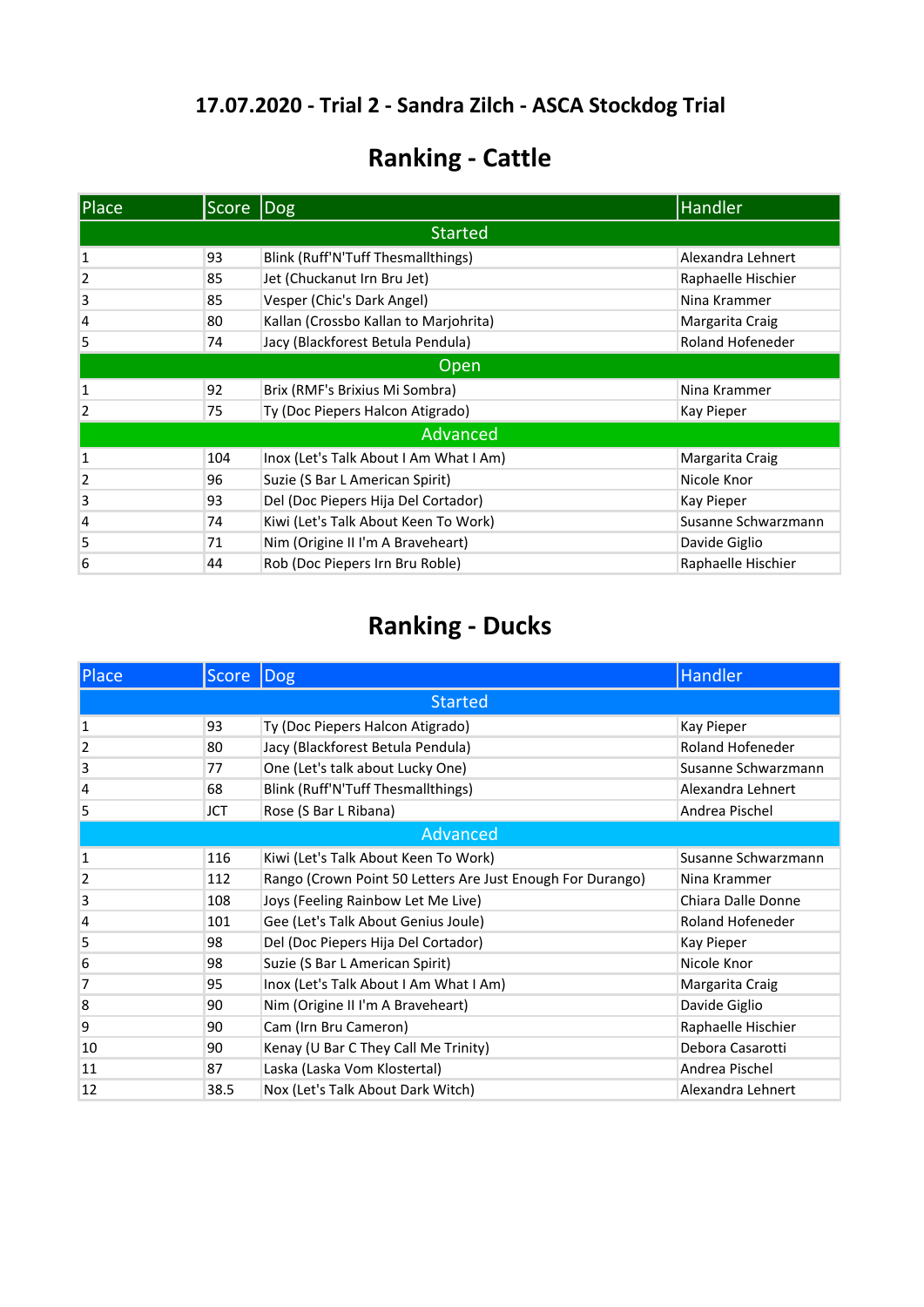## 17.07.2020 - Trial 2 - Sandra Zilch - ASCA Stockdog Trial

# Ranking - Cattle

| Place | Score | Dog | Handler |
|---|---|---|---|
| Started | | | |
| 1 | 93 | Blink (Ruff'N'Tuff Thesmallthings) | Alexandra Lehnert |
| 2 | 85 | Jet (Chuckanut Irn Bru Jet) | Raphaelle Hischier |
| 3 | 85 | Vesper (Chic's Dark Angel) | Nina Krammer |
| 4 | 80 | Kallan (Crossbo Kallan to Marjohrita) | Margarita Craig |
| 5 | 74 | Jacy (Blackforest Betula Pendula) | Roland Hofeneder |
| Open | | | |
| 1 | 92 | Brix (RMF's Brixius Mi Sombra) | Nina Krammer |
| 2 | 75 | Ty (Doc Piepers Halcon Atigrado) | Kay Pieper |
| Advanced | | | |
| 1 | 104 | Inox (Let's Talk About I Am What I Am) | Margarita Craig |
| 2 | 96 | Suzie (S Bar L American Spirit) | Nicole Knor |
| 3 | 93 | Del (Doc Piepers Hija Del Cortador) | Kay Pieper |
| 4 | 74 | Kiwi (Let's Talk About Keen To Work) | Susanne Schwarzmann |
| 5 | 71 | Nim (Origine II I'm A Braveheart) | Davide Giglio |
| 6 | 44 | Rob (Doc Piepers Irn Bru Roble) | Raphaelle Hischier |

# Ranking - Ducks

| Place | Score | Dog | Handler |
|---|---|---|---|
| Started | | | |
| 1 | 93 | Ty (Doc Piepers Halcon Atigrado) | Kay Pieper |
| 2 | 80 | Jacy (Blackforest Betula Pendula) | Roland Hofeneder |
| 3 | 77 | One (Let's talk about Lucky One) | Susanne Schwarzmann |
| 4 | 68 | Blink (Ruff'N'Tuff Thesmallthings) | Alexandra Lehnert |
| 5 | JCT | Rose (S Bar L Ribana) | Andrea Pischel |
| Advanced | | | |
| 1 | 116 | Kiwi (Let's Talk About Keen To Work) | Susanne Schwarzmann |
| 2 | 112 | Rango (Crown Point 50 Letters Are Just Enough For Durango) | Nina Krammer |
| 3 | 108 | Joys (Feeling Rainbow Let Me Live) | Chiara Dalle Donne |
| 4 | 101 | Gee (Let's Talk About Genius Joule) | Roland Hofeneder |
| 5 | 98 | Del (Doc Piepers Hija Del Cortador) | Kay Pieper |
| 6 | 98 | Suzie (S Bar L American Spirit) | Nicole Knor |
| 7 | 95 | Inox (Let's Talk About I Am What I Am) | Margarita Craig |
| 8 | 90 | Nim (Origine II I'm A Braveheart) | Davide Giglio |
| 9 | 90 | Cam (Irn Bru Cameron) | Raphaelle Hischier |
| 10 | 90 | Kenay (U Bar C They Call Me Trinity) | Debora Casarotti |
| 11 | 87 | Laska (Laska Vom Klostertal) | Andrea Pischel |
| 12 | 38.5 | Nox (Let's Talk About Dark Witch) | Alexandra Lehnert |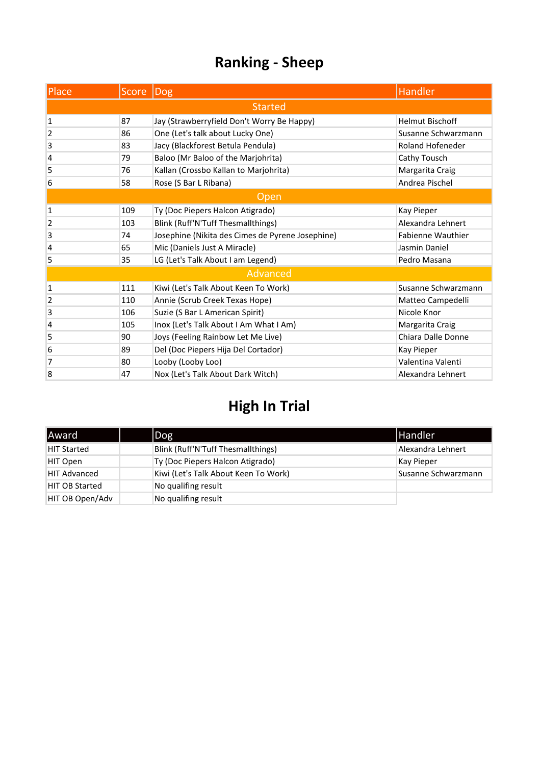# Ranking - Sheep

| Place | Score | Dog | Handler |
|---|---|---|---|
| Started | | | |
| 1 | 87 | Jay (Strawberryfield Don't Worry Be Happy) | Helmut Bischoff |
| 2 | 86 | One (Let's talk about Lucky One) | Susanne Schwarzmann |
| 3 | 83 | Jacy (Blackforest Betula Pendula) | Roland Hofeneder |
| 4 | 79 | Baloo (Mr Baloo of the Marjohrita) | Cathy Tousch |
| 5 | 76 | Kallan (Crossbo Kallan to Marjohrita) | Margarita Craig |
| 6 | 58 | Rose (S Bar L Ribana) | Andrea Pischel |
| Open | | | |
| 1 | 109 | Ty (Doc Piepers Halcon Atigrado) | Kay Pieper |
| 2 | 103 | Blink (Ruff'N'Tuff Thesmallthings) | Alexandra Lehnert |
| 3 | 74 | Josephine (Nikita des Cimes de Pyrene Josephine) | Fabienne Wauthier |
| 4 | 65 | Mic (Daniels Just A Miracle) | Jasmin Daniel |
| 5 | 35 | LG (Let's Talk About I am Legend) | Pedro Masana |
| Advanced | | | |
| 1 | 111 | Kiwi (Let's Talk About Keen To Work) | Susanne Schwarzmann |
| 2 | 110 | Annie (Scrub Creek Texas Hope) | Matteo Campedelli |
| 3 | 106 | Suzie (S Bar L American Spirit) | Nicole Knor |
| 4 | 105 | Inox (Let's Talk About I Am What I Am) | Margarita Craig |
| 5 | 90 | Joys (Feeling Rainbow Let Me Live) | Chiara Dalle Donne |
| 6 | 89 | Del (Doc Piepers Hija Del Cortador) | Kay Pieper |
| 7 | 80 | Looby (Looby Loo) | Valentina Valenti |
| 8 | 47 | Nox (Let's Talk About Dark Witch) | Alexandra Lehnert |

# High In Trial

| Award | | Dog | Handler |
|---|---|---|---|
| HIT Started | | Blink (Ruff'N'Tuff Thesmallthings) | Alexandra Lehnert |
| HIT Open | | Ty (Doc Piepers Halcon Atigrado) | Kay Pieper |
| HIT Advanced | | Kiwi (Let's Talk About Keen To Work) | Susanne Schwarzmann |
| HIT OB Started | | No qualifing result | |
| HIT OB Open/Adv | | No qualifing result | |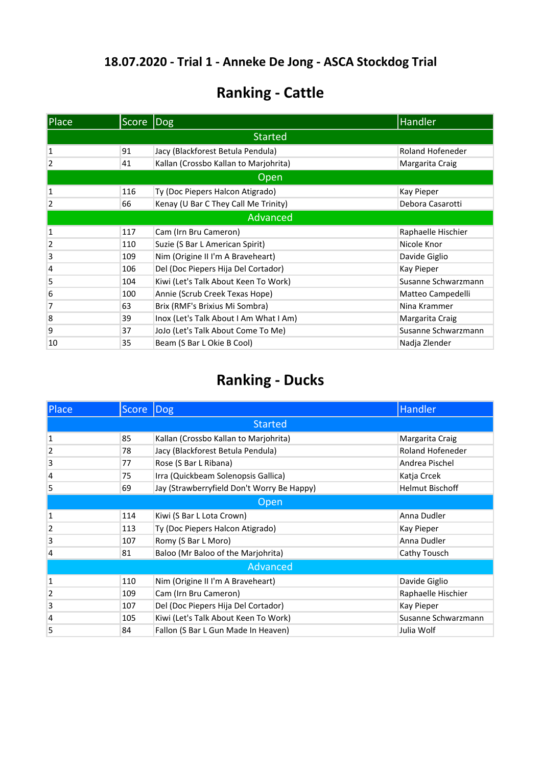## 18.07.2020 - Trial 1 - Anneke De Jong - ASCA Stockdog Trial

## Ranking - Cattle

| Place | Score | Dog | Handler |
|---|---|---|---|
| **Started** | | | |
| 1 | 91 | Jacy (Blackforest Betula Pendula) | Roland Hofeneder |
| 2 | 41 | Kallan (Crossbo Kallan to Marjohrita) | Margarita Craig |
| **Open** | | | |
| 1 | 116 | Ty (Doc Piepers Halcon Atigrado) | Kay Pieper |
| 2 | 66 | Kenay (U Bar C They Call Me Trinity) | Debora Casarotti |
| **Advanced** | | | |
| 1 | 117 | Cam (Irn Bru Cameron) | Raphaelle Hischier |
| 2 | 110 | Suzie (S Bar L American Spirit) | Nicole Knor |
| 3 | 109 | Nim (Origine II I'm A Braveheart) | Davide Giglio |
| 4 | 106 | Del (Doc Piepers Hija Del Cortador) | Kay Pieper |
| 5 | 104 | Kiwi (Let's Talk About Keen To Work) | Susanne Schwarzmann |
| 6 | 100 | Annie (Scrub Creek Texas Hope) | Matteo Campedelli |
| 7 | 63 | Brix (RMF's Brixius Mi Sombra) | Nina Krammer |
| 8 | 39 | Inox (Let's Talk About I Am What I Am) | Margarita Craig |
| 9 | 37 | JoJo (Let's Talk About Come To Me) | Susanne Schwarzmann |
| 10 | 35 | Beam (S Bar L Okie B Cool) | Nadja Zlender |

## Ranking - Ducks

| Place | Score | Dog | Handler |
|---|---|---|---|
| **Started** | | | |
| 1 | 85 | Kallan (Crossbo Kallan to Marjohrita) | Margarita Craig |
| 2 | 78 | Jacy (Blackforest Betula Pendula) | Roland Hofeneder |
| 3 | 77 | Rose (S Bar L Ribana) | Andrea Pischel |
| 4 | 75 | Irra (Quickbeam Solenopsis Gallica) | Katja Crcek |
| 5 | 69 | Jay (Strawberryfield Don't Worry Be Happy) | Helmut Bischoff |
| **Open** | | | |
| 1 | 114 | Kiwi (S Bar L Lota Crown) | Anna Dudler |
| 2 | 113 | Ty (Doc Piepers Halcon Atigrado) | Kay Pieper |
| 3 | 107 | Romy (S Bar L Moro) | Anna Dudler |
| 4 | 81 | Baloo (Mr Baloo of the Marjohrita) | Cathy Tousch |
| **Advanced** | | | |
| 1 | 110 | Nim (Origine II I'm A Braveheart) | Davide Giglio |
| 2 | 109 | Cam (Irn Bru Cameron) | Raphaelle Hischier |
| 3 | 107 | Del (Doc Piepers Hija Del Cortador) | Kay Pieper |
| 4 | 105 | Kiwi (Let's Talk About Keen To Work) | Susanne Schwarzmann |
| 5 | 84 | Fallon (S Bar L Gun Made In Heaven) | Julia Wolf |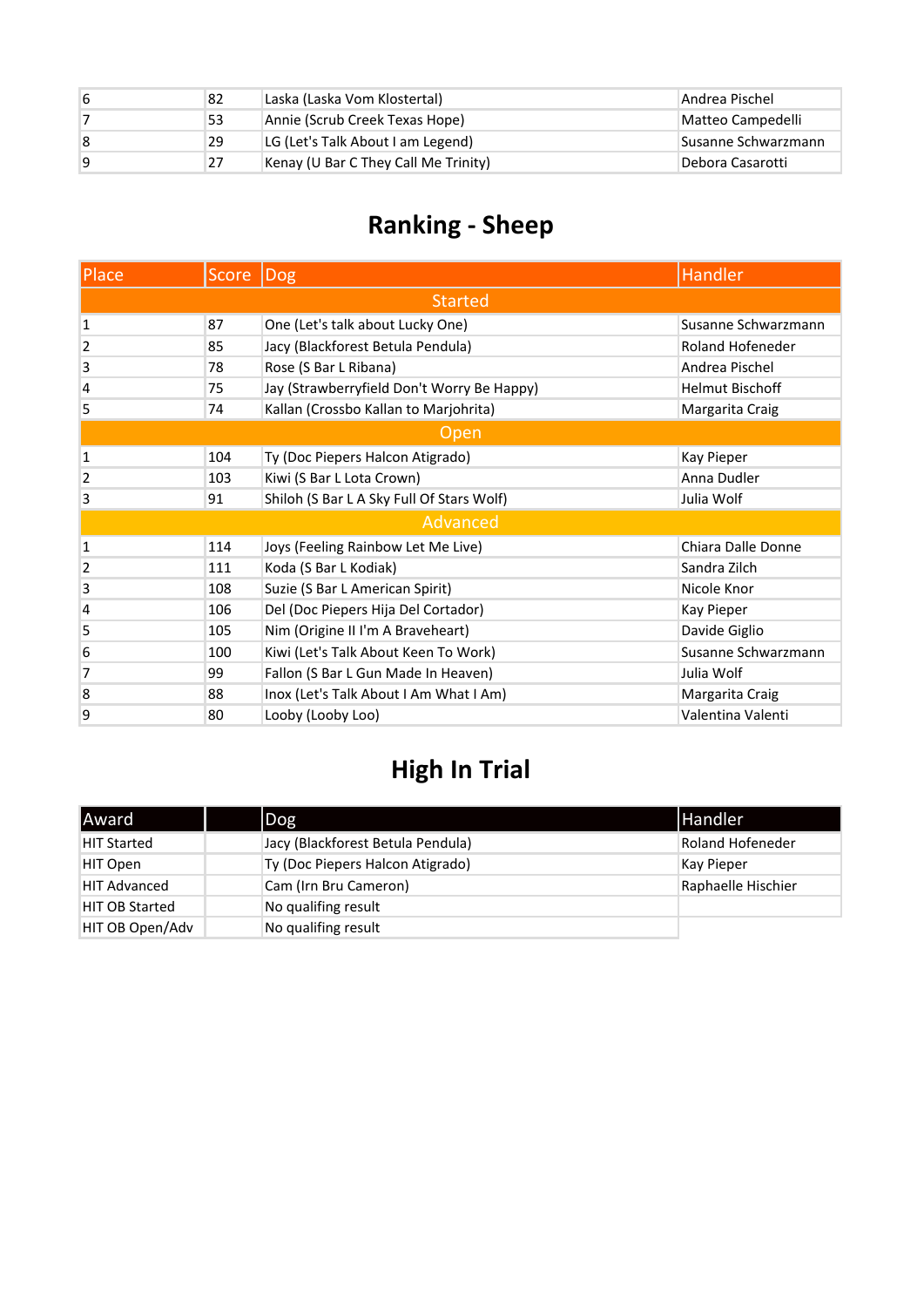| | | | |
|---|---|---|---|
| 6 | 82 | Laska (Laska Vom Klostertal) | Andrea Pischel |
| 7 | 53 | Annie (Scrub Creek Texas Hope) | Matteo Campedelli |
| 8 | 29 | LG (Let's Talk About I am Legend) | Susanne Schwarzmann |
| 9 | 27 | Kenay (U Bar C They Call Me Trinity) | Debora Casarotti |

## Ranking - Sheep

| Place | Score | Dog | Handler |
|---|---|---|---|
| Started | | | |
| 1 | 87 | One (Let's talk about Lucky One) | Susanne Schwarzmann |
| 2 | 85 | Jacy (Blackforest Betula Pendula) | Roland Hofeneder |
| 3 | 78 | Rose (S Bar L Ribana) | Andrea Pischel |
| 4 | 75 | Jay (Strawberryfield Don't Worry Be Happy) | Helmut Bischoff |
| 5 | 74 | Kallan (Crossbo Kallan to Marjohrita) | Margarita Craig |
| Open | | | |
| 1 | 104 | Ty (Doc Piepers Halcon Atigrado) | Kay Pieper |
| 2 | 103 | Kiwi (S Bar L Lota Crown) | Anna Dudler |
| 3 | 91 | Shiloh (S Bar L A Sky Full Of Stars Wolf) | Julia Wolf |
| Advanced | | | |
| 1 | 114 | Joys (Feeling Rainbow Let Me Live) | Chiara Dalle Donne |
| 2 | 111 | Koda (S Bar L Kodiak) | Sandra Zilch |
| 3 | 108 | Suzie (S Bar L American Spirit) | Nicole Knor |
| 4 | 106 | Del (Doc Piepers Hija Del Cortador) | Kay Pieper |
| 5 | 105 | Nim (Origine II I'm A Braveheart) | Davide Giglio |
| 6 | 100 | Kiwi (Let's Talk About Keen To Work) | Susanne Schwarzmann |
| 7 | 99 | Fallon (S Bar L Gun Made In Heaven) | Julia Wolf |
| 8 | 88 | Inox (Let's Talk About I Am What I Am) | Margarita Craig |
| 9 | 80 | Looby (Looby Loo) | Valentina Valenti |

## High In Trial

| Award | | Dog | Handler |
|---|---|---|---|
| HIT Started | | Jacy (Blackforest Betula Pendula) | Roland Hofeneder |
| HIT Open | | Ty (Doc Piepers Halcon Atigrado) | Kay Pieper |
| HIT Advanced | | Cam (Irn Bru Cameron) | Raphaelle Hischier |
| HIT OB Started | | No qualifing result | |
| HIT OB Open/Adv | | No qualifing result | |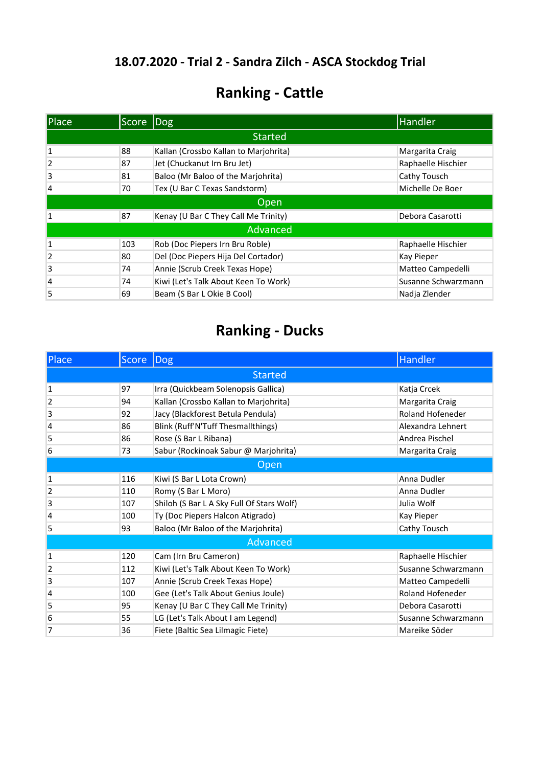## 18.07.2020 - Trial 2 - Sandra Zilch - ASCA Stockdog Trial

# Ranking - Cattle

| Place | Score | Dog | Handler |
|---|---|---|---|
| Started | | | |
| 1 | 88 | Kallan (Crossbo Kallan to Marjohrita) | Margarita Craig |
| 2 | 87 | Jet (Chuckanut Irn Bru Jet) | Raphaelle Hischier |
| 3 | 81 | Baloo (Mr Baloo of the Marjohrita) | Cathy Tousch |
| 4 | 70 | Tex (U Bar C Texas Sandstorm) | Michelle De Boer |
| Open | | | |
| 1 | 87 | Kenay (U Bar C They Call Me Trinity) | Debora Casarotti |
| Advanced | | | |
| 1 | 103 | Rob (Doc Piepers Irn Bru Roble) | Raphaelle Hischier |
| 2 | 80 | Del (Doc Piepers Hija Del Cortador) | Kay Pieper |
| 3 | 74 | Annie (Scrub Creek Texas Hope) | Matteo Campedelli |
| 4 | 74 | Kiwi (Let's Talk About Keen To Work) | Susanne Schwarzmann |
| 5 | 69 | Beam (S Bar L Okie B Cool) | Nadja Zlender |

# Ranking - Ducks

| Place | Score | Dog | Handler |
|---|---|---|---|
| Started | | | |
| 1 | 97 | Irra (Quickbeam Solenopsis Gallica) | Katja Crcek |
| 2 | 94 | Kallan (Crossbo Kallan to Marjohrita) | Margarita Craig |
| 3 | 92 | Jacy (Blackforest Betula Pendula) | Roland Hofeneder |
| 4 | 86 | Blink (Ruff'N'Tuff Thesmallthings) | Alexandra Lehnert |
| 5 | 86 | Rose (S Bar L Ribana) | Andrea Pischel |
| 6 | 73 | Sabur (Rockinoak Sabur @ Marjohrita) | Margarita Craig |
| Open | | | |
| 1 | 116 | Kiwi (S Bar L Lota Crown) | Anna Dudler |
| 2 | 110 | Romy (S Bar L Moro) | Anna Dudler |
| 3 | 107 | Shiloh (S Bar L A Sky Full Of Stars Wolf) | Julia Wolf |
| 4 | 100 | Ty (Doc Piepers Halcon Atigrado) | Kay Pieper |
| 5 | 93 | Baloo (Mr Baloo of the Marjohrita) | Cathy Tousch |
| Advanced | | | |
| 1 | 120 | Cam (Irn Bru Cameron) | Raphaelle Hischier |
| 2 | 112 | Kiwi (Let's Talk About Keen To Work) | Susanne Schwarzmann |
| 3 | 107 | Annie (Scrub Creek Texas Hope) | Matteo Campedelli |
| 4 | 100 | Gee (Let's Talk About Genius Joule) | Roland Hofeneder |
| 5 | 95 | Kenay (U Bar C They Call Me Trinity) | Debora Casarotti |
| 6 | 55 | LG (Let's Talk About I am Legend) | Susanne Schwarzmann |
| 7 | 36 | Fiete (Baltic Sea Lilmagic Fiete) | Mareike Söder |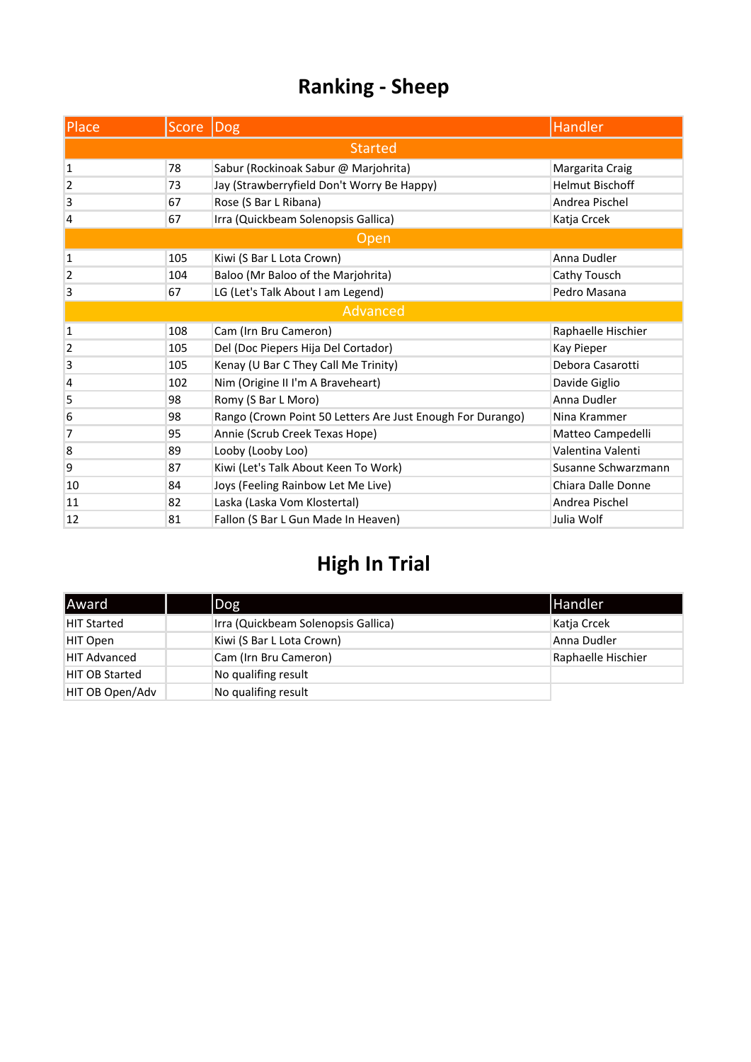# Ranking - Sheep

| Place | Score | Dog | Handler |
|---|---|---|---|
| Started | | | |
| 1 | 78 | Sabur (Rockinoak Sabur @ Marjohrita) | Margarita Craig |
| 2 | 73 | Jay (Strawberryfield Don't Worry Be Happy) | Helmut Bischoff |
| 3 | 67 | Rose (S Bar L Ribana) | Andrea Pischel |
| 4 | 67 | Irra (Quickbeam Solenopsis Gallica) | Katja Crcek |
| Open | | | |
| 1 | 105 | Kiwi (S Bar L Lota Crown) | Anna Dudler |
| 2 | 104 | Baloo (Mr Baloo of the Marjohrita) | Cathy Tousch |
| 3 | 67 | LG (Let's Talk About I am Legend) | Pedro Masana |
| Advanced | | | |
| 1 | 108 | Cam (Irn Bru Cameron) | Raphaelle Hischier |
| 2 | 105 | Del (Doc Piepers Hija Del Cortador) | Kay Pieper |
| 3 | 105 | Kenay (U Bar C They Call Me Trinity) | Debora Casarotti |
| 4 | 102 | Nim (Origine II I'm A Braveheart) | Davide Giglio |
| 5 | 98 | Romy (S Bar L Moro) | Anna Dudler |
| 6 | 98 | Rango (Crown Point 50 Letters Are Just Enough For Durango) | Nina Krammer |
| 7 | 95 | Annie (Scrub Creek Texas Hope) | Matteo Campedelli |
| 8 | 89 | Looby (Looby Loo) | Valentina Valenti |
| 9 | 87 | Kiwi (Let's Talk About Keen To Work) | Susanne Schwarzmann |
| 10 | 84 | Joys (Feeling Rainbow Let Me Live) | Chiara Dalle Donne |
| 11 | 82 | Laska (Laska Vom Klostertal) | Andrea Pischel |
| 12 | 81 | Fallon (S Bar L Gun Made In Heaven) | Julia Wolf |

# High In Trial

| Award | | Dog | Handler |
|---|---|---|---|
| HIT Started | | Irra (Quickbeam Solenopsis Gallica) | Katja Crcek |
| HIT Open | | Kiwi (S Bar L Lota Crown) | Anna Dudler |
| HIT Advanced | | Cam (Irn Bru Cameron) | Raphaelle Hischier |
| HIT OB Started | | No qualifing result | |
| HIT OB Open/Adv | | No qualifing result | |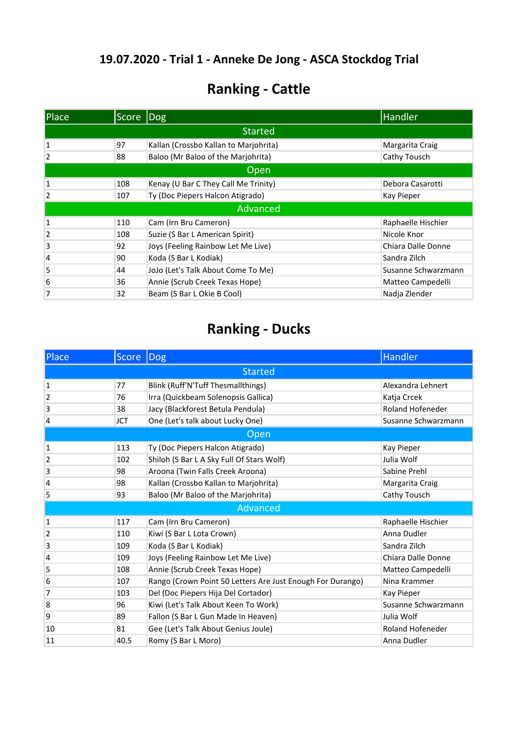## 19.07.2020 - Trial 1 - Anneke De Jong - ASCA Stockdog Trial

# Ranking - Cattle

| Place | Score | Dog | Handler |
|---|---|---|---|
| Started | | | |
| 1 | 97 | Kallan (Crossbo Kallan to Marjohrita) | Margarita Craig |
| 2 | 88 | Baloo (Mr Baloo of the Marjohrita) | Cathy Tousch |
| Open | | | |
| 1 | 108 | Kenay (U Bar C They Call Me Trinity) | Debora Casarotti |
| 2 | 107 | Ty (Doc Piepers Halcon Atigrado) | Kay Pieper |
| Advanced | | | |
| 1 | 110 | Cam (Irn Bru Cameron) | Raphaelle Hischier |
| 2 | 108 | Suzie (S Bar L American Spirit) | Nicole Knor |
| 3 | 92 | Joys (Feeling Rainbow Let Me Live) | Chiara Dalle Donne |
| 4 | 90 | Koda (S Bar L Kodiak) | Sandra Zilch |
| 5 | 44 | JoJo (Let's Talk About Come To Me) | Susanne Schwarzmann |
| 6 | 36 | Annie (Scrub Creek Texas Hope) | Matteo Campedelli |
| 7 | 32 | Beam (S Bar L Okie B Cool) | Nadja Zlender |

# Ranking - Ducks

| Place | Score | Dog | Handler |
|---|---|---|---|
| Started | | | |
| 1 | 77 | Blink (Ruff'N'Tuff Thesmallthings) | Alexandra Lehnert |
| 2 | 76 | Irra (Quickbeam Solenopsis Gallica) | Katja Crcek |
| 3 | 38 | Jacy (Blackforest Betula Pendula) | Roland Hofeneder |
| 4 | JCT | One (Let's talk about Lucky One) | Susanne Schwarzmann |
| Open | | | |
| 1 | 113 | Ty (Doc Piepers Halcon Atigrado) | Kay Pieper |
| 2 | 102 | Shiloh (S Bar L A Sky Full Of Stars Wolf) | Julia Wolf |
| 3 | 98 | Aroona (Twin Falls Creek Aroona) | Sabine Prehl |
| 4 | 98 | Kallan (Crossbo Kallan to Marjohrita) | Margarita Craig |
| 5 | 93 | Baloo (Mr Baloo of the Marjohrita) | Cathy Tousch |
| Advanced | | | |
| 1 | 117 | Cam (Irn Bru Cameron) | Raphaelle Hischier |
| 2 | 110 | Kiwi (S Bar L Lota Crown) | Anna Dudler |
| 3 | 109 | Koda (S Bar L Kodiak) | Sandra Zilch |
| 4 | 109 | Joys (Feeling Rainbow Let Me Live) | Chiara Dalle Donne |
| 5 | 108 | Annie (Scrub Creek Texas Hope) | Matteo Campedelli |
| 6 | 107 | Rango (Crown Point 50 Letters Are Just Enough For Durango) | Nina Krammer |
| 7 | 103 | Del (Doc Piepers Hija Del Cortador) | Kay Pieper |
| 8 | 96 | Kiwi (Let's Talk About Keen To Work) | Susanne Schwarzmann |
| 9 | 89 | Fallon (S Bar L Gun Made In Heaven) | Julia Wolf |
| 10 | 81 | Gee (Let's Talk About Genius Joule) | Roland Hofeneder |
| 11 | 40.5 | Romy (S Bar L Moro) | Anna Dudler |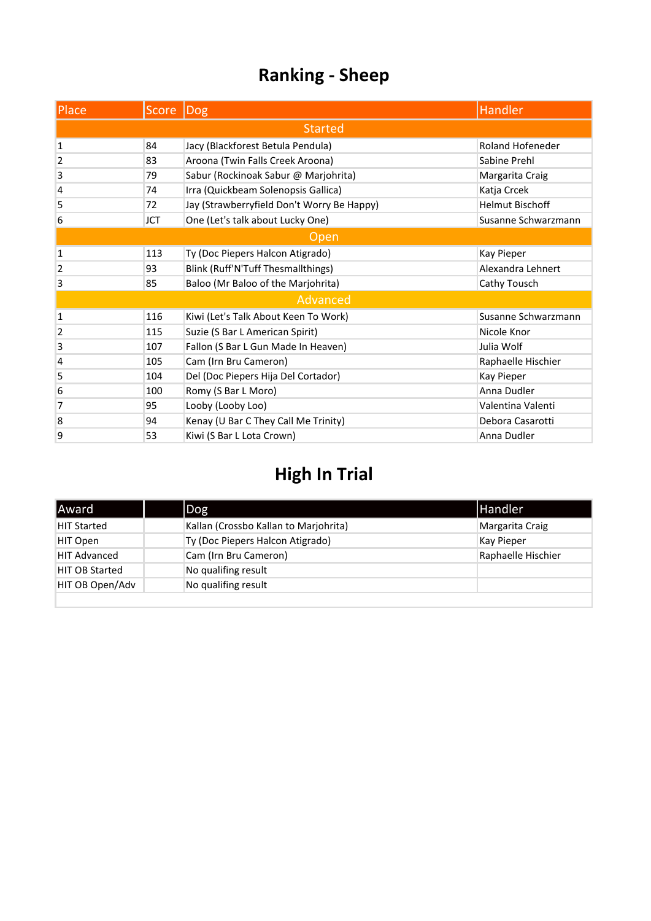# Ranking - Sheep

| Place | Score | Dog | Handler |
|---|---|---|---|
| Started | | | |
| 1 | 84 | Jacy (Blackforest Betula Pendula) | Roland Hofeneder |
| 2 | 83 | Aroona (Twin Falls Creek Aroona) | Sabine Prehl |
| 3 | 79 | Sabur (Rockinoak Sabur @ Marjohrita) | Margarita Craig |
| 4 | 74 | Irra (Quickbeam Solenopsis Gallica) | Katja Crcek |
| 5 | 72 | Jay (Strawberryfield Don't Worry Be Happy) | Helmut Bischoff |
| 6 | JCT | One (Let's talk about Lucky One) | Susanne Schwarzmann |
| Open | | | |
| 1 | 113 | Ty (Doc Piepers Halcon Atigrado) | Kay Pieper |
| 2 | 93 | Blink (Ruff'N'Tuff Thesmallthings) | Alexandra Lehnert |
| 3 | 85 | Baloo (Mr Baloo of the Marjohrita) | Cathy Tousch |
| Advanced | | | |
| 1 | 116 | Kiwi (Let's Talk About Keen To Work) | Susanne Schwarzmann |
| 2 | 115 | Suzie (S Bar L American Spirit) | Nicole Knor |
| 3 | 107 | Fallon (S Bar L Gun Made In Heaven) | Julia Wolf |
| 4 | 105 | Cam (Irn Bru Cameron) | Raphaelle Hischier |
| 5 | 104 | Del (Doc Piepers Hija Del Cortador) | Kay Pieper |
| 6 | 100 | Romy (S Bar L Moro) | Anna Dudler |
| 7 | 95 | Looby (Looby Loo) | Valentina Valenti |
| 8 | 94 | Kenay (U Bar C They Call Me Trinity) | Debora Casarotti |
| 9 | 53 | Kiwi (S Bar L Lota Crown) | Anna Dudler |

# High In Trial

| Award | | Dog | Handler |
|---|---|---|---|
| HIT Started | | Kallan (Crossbo Kallan to Marjohrita) | Margarita Craig |
| HIT Open | | Ty (Doc Piepers Halcon Atigrado) | Kay Pieper |
| HIT Advanced | | Cam (Irn Bru Cameron) | Raphaelle Hischier |
| HIT OB Started | | No qualifing result | |
| HIT OB Open/Adv | | No qualifing result | |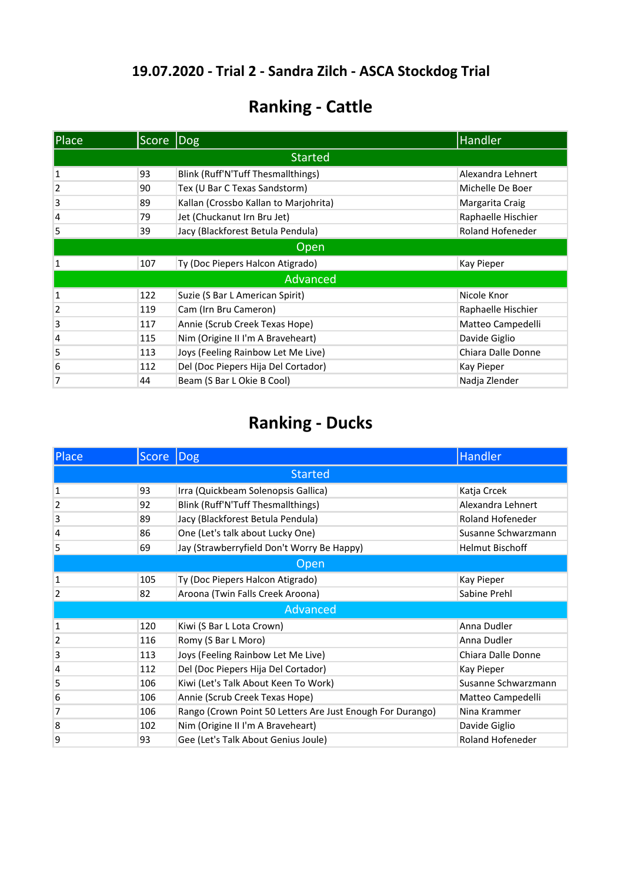# 19.07.2020 - Trial 2 - Sandra Zilch - ASCA Stockdog Trial

## Ranking - Cattle

| Place | Score | Dog | Handler |
|---|---|---|---|
| Started | | | |
| 1 | 93 | Blink (Ruff'N'Tuff Thesmallthings) | Alexandra Lehnert |
| 2 | 90 | Tex (U Bar C Texas Sandstorm) | Michelle De Boer |
| 3 | 89 | Kallan (Crossbo Kallan to Marjohrita) | Margarita Craig |
| 4 | 79 | Jet (Chuckanut Irn Bru Jet) | Raphaelle Hischier |
| 5 | 39 | Jacy (Blackforest Betula Pendula) | Roland Hofeneder |
| Open | | | |
| 1 | 107 | Ty (Doc Piepers Halcon Atigrado) | Kay Pieper |
| Advanced | | | |
| 1 | 122 | Suzie (S Bar L American Spirit) | Nicole Knor |
| 2 | 119 | Cam (Irn Bru Cameron) | Raphaelle Hischier |
| 3 | 117 | Annie (Scrub Creek Texas Hope) | Matteo Campedelli |
| 4 | 115 | Nim (Origine II I'm A Braveheart) | Davide Giglio |
| 5 | 113 | Joys (Feeling Rainbow Let Me Live) | Chiara Dalle Donne |
| 6 | 112 | Del (Doc Piepers Hija Del Cortador) | Kay Pieper |
| 7 | 44 | Beam (S Bar L Okie B Cool) | Nadja Zlender |

## Ranking - Ducks

| Place | Score | Dog | Handler |
|---|---|---|---|
| Started | | | |
| 1 | 93 | Irra (Quickbeam Solenopsis Gallica) | Katja Crcek |
| 2 | 92 | Blink (Ruff'N'Tuff Thesmallthings) | Alexandra Lehnert |
| 3 | 89 | Jacy (Blackforest Betula Pendula) | Roland Hofeneder |
| 4 | 86 | One (Let's talk about Lucky One) | Susanne Schwarzmann |
| 5 | 69 | Jay (Strawberryfield Don't Worry Be Happy) | Helmut Bischoff |
| Open | | | |
| 1 | 105 | Ty (Doc Piepers Halcon Atigrado) | Kay Pieper |
| 2 | 82 | Aroona (Twin Falls Creek Aroona) | Sabine Prehl |
| Advanced | | | |
| 1 | 120 | Kiwi (S Bar L Lota Crown) | Anna Dudler |
| 2 | 116 | Romy (S Bar L Moro) | Anna Dudler |
| 3 | 113 | Joys (Feeling Rainbow Let Me Live) | Chiara Dalle Donne |
| 4 | 112 | Del (Doc Piepers Hija Del Cortador) | Kay Pieper |
| 5 | 106 | Kiwi (Let's Talk About Keen To Work) | Susanne Schwarzmann |
| 6 | 106 | Annie (Scrub Creek Texas Hope) | Matteo Campedelli |
| 7 | 106 | Rango (Crown Point 50 Letters Are Just Enough For Durango) | Nina Krammer |
| 8 | 102 | Nim (Origine II I'm A Braveheart) | Davide Giglio |
| 9 | 93 | Gee (Let's Talk About Genius Joule) | Roland Hofeneder |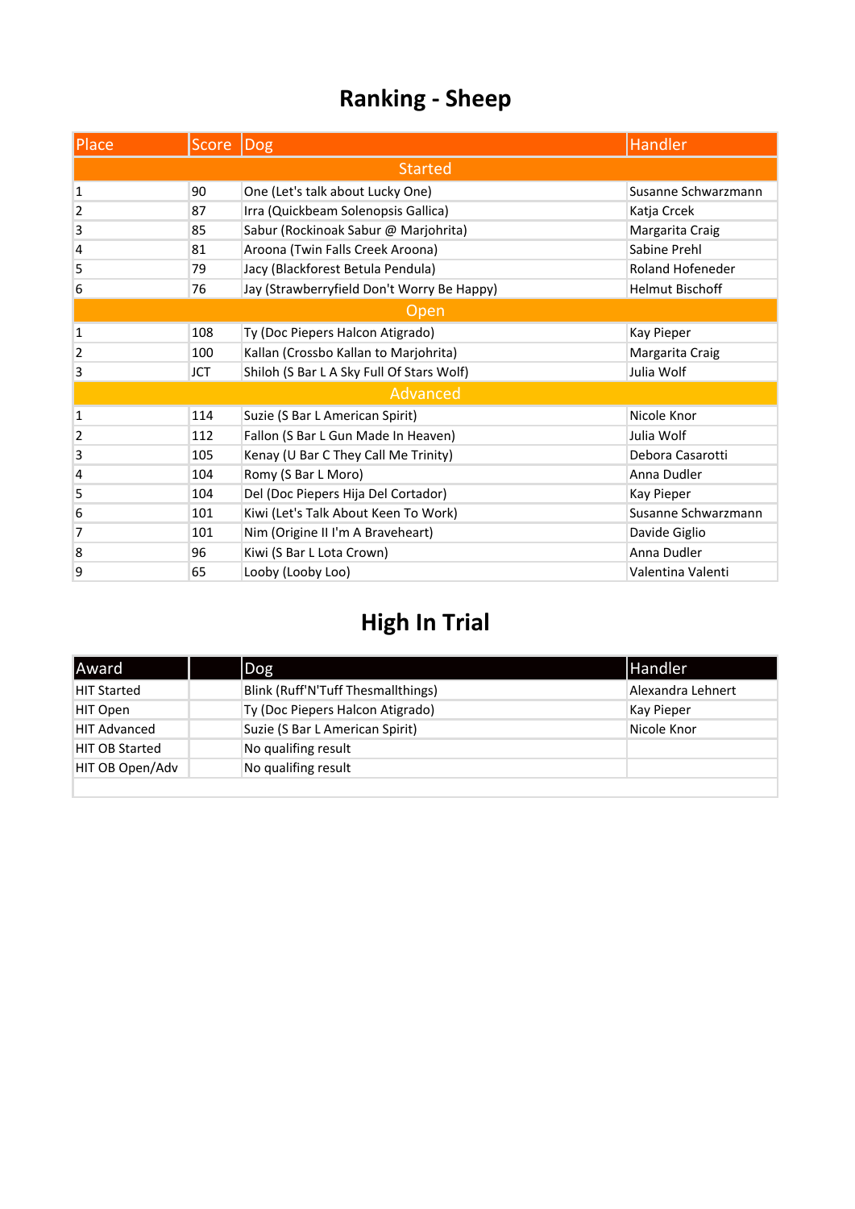# Ranking - Sheep

| Place | Score | Dog | Handler |
|---|---|---|---|
| Started | | | |
| 1 | 90 | One (Let's talk about Lucky One) | Susanne Schwarzmann |
| 2 | 87 | Irra (Quickbeam Solenopsis Gallica) | Katja Crcek |
| 3 | 85 | Sabur (Rockinoak Sabur @ Marjohrita) | Margarita Craig |
| 4 | 81 | Aroona (Twin Falls Creek Aroona) | Sabine Prehl |
| 5 | 79 | Jacy (Blackforest Betula Pendula) | Roland Hofeneder |
| 6 | 76 | Jay (Strawberryfield Don't Worry Be Happy) | Helmut Bischoff |
| Open | | | |
| 1 | 108 | Ty (Doc Piepers Halcon Atigrado) | Kay Pieper |
| 2 | 100 | Kallan (Crossbo Kallan to Marjohrita) | Margarita Craig |
| 3 | JCT | Shiloh (S Bar L A Sky Full Of Stars Wolf) | Julia Wolf |
| Advanced | | | |
| 1 | 114 | Suzie (S Bar L American Spirit) | Nicole Knor |
| 2 | 112 | Fallon (S Bar L Gun Made In Heaven) | Julia Wolf |
| 3 | 105 | Kenay (U Bar C They Call Me Trinity) | Debora Casarotti |
| 4 | 104 | Romy (S Bar L Moro) | Anna Dudler |
| 5 | 104 | Del (Doc Piepers Hija Del Cortador) | Kay Pieper |
| 6 | 101 | Kiwi (Let's Talk About Keen To Work) | Susanne Schwarzmann |
| 7 | 101 | Nim (Origine II I'm A Braveheart) | Davide Giglio |
| 8 | 96 | Kiwi (S Bar L Lota Crown) | Anna Dudler |
| 9 | 65 | Looby (Looby Loo) | Valentina Valenti |

# High In Trial

| Award | | Dog | Handler |
|---|---|---|---|
| HIT Started | | Blink (Ruff'N'Tuff Thesmallthings) | Alexandra Lehnert |
| HIT Open | | Ty (Doc Piepers Halcon Atigrado) | Kay Pieper |
| HIT Advanced | | Suzie (S Bar L American Spirit) | Nicole Knor |
| HIT OB Started | | No qualifing result | |
| HIT OB Open/Adv | | No qualifing result | |